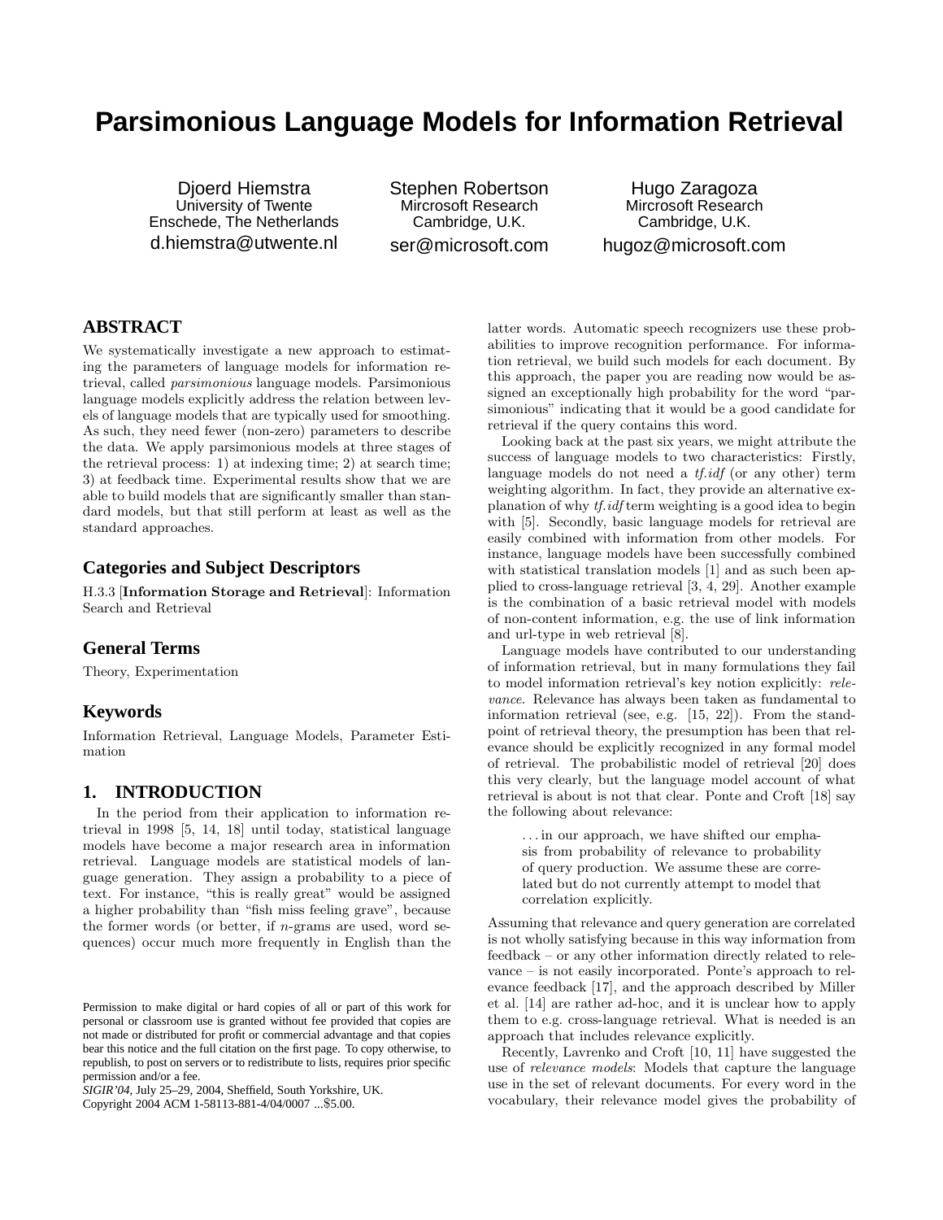# Parsimonious Language Models for Information Retrieval

Djoerd Hiemstra
University of Twente
Enschede, The Netherlands
d.hiemstra@utwente.nl

Stephen Robertson
Mircrosoft Research
Cambridge, U.K.
ser@microsoft.com

Hugo Zaragoza
Mircrosoft Research
Cambridge, U.K.
hugoz@microsoft.com

## ABSTRACT

We systematically investigate a new approach to estimating the parameters of language models for information retrieval, called *parsimonious* language models. Parsimonious language models explicitly address the relation between levels of language models that are typically used for smoothing. As such, they need fewer (non-zero) parameters to describe the data. We apply parsimonious models at three stages of the retrieval process: 1) at indexing time; 2) at search time; 3) at feedback time. Experimental results show that we are able to build models that are significantly smaller than standard models, but that still perform at least as well as the standard approaches.

### Categories and Subject Descriptors

H.3.3 [**Information Storage and Retrieval**]: Information Search and Retrieval

### General Terms

Theory, Experimentation

### Keywords

Information Retrieval, Language Models, Parameter Estimation

## 1. INTRODUCTION

In the period from their application to information retrieval in 1998 [5, 14, 18] until today, statistical language models have become a major research area in information retrieval. Language models are statistical models of language generation. They assign a probability to a piece of text. For instance, "this is really great" would be assigned a higher probability than "fish miss feeling grave", because the former words (or better, if $n$-grams are used, word sequences) occur much more frequently in English than the latter words. Automatic speech recognizers use these probabilities to improve recognition performance. For information retrieval, we build such models for each document. By this approach, the paper you are reading now would be assigned an exceptionally high probability for the word "parsimonious" indicating that it would be a good candidate for retrieval if the query contains this word.

Looking back at the past six years, we might attribute the success of language models to two characteristics: Firstly, language models do not need a *tf.idf* (or any other) term weighting algorithm. In fact, they provide an alternative explanation of why *tf.idf* term weighting is a good idea to begin with [5]. Secondly, basic language models for retrieval are easily combined with information from other models. For instance, language models have been successfully combined with statistical translation models [1] and as such been applied to cross-language retrieval [3, 4, 29]. Another example is the combination of a basic retrieval model with models of non-content information, e.g. the use of link information and url-type in web retrieval [8].

Language models have contributed to our understanding of information retrieval, but in many formulations they fail to model information retrieval's key notion explicitly: *relevance*. Relevance has always been taken as fundamental to information retrieval (see, e.g. [15, 22]). From the standpoint of retrieval theory, the presumption has been that relevance should be explicitly recognized in any formal model of retrieval. The probabilistic model of retrieval [20] does this very clearly, but the language model account of what retrieval is about is not that clear. Ponte and Croft [18] say the following about relevance:

> ...in our approach, we have shifted our emphasis from probability of relevance to probability of query production. We assume these are correlated but do not currently attempt to model that correlation explicitly.

Assuming that relevance and query generation are correlated is not wholly satisfying because in this way information from feedback – or any other information directly related to relevance – is not easily incorporated. Ponte's approach to relevance feedback [17], and the approach described by Miller et al. [14] are rather ad-hoc, and it is unclear how to apply them to e.g. cross-language retrieval. What is needed is an approach that includes relevance explicitly.

Recently, Lavrenko and Croft [10, 11] have suggested the use of *relevance models*: Models that capture the language use in the set of relevant documents. For every word in the vocabulary, their relevance model gives the probability of

Permission to make digital or hard copies of all or part of this work for personal or classroom use is granted without fee provided that copies are not made or distributed for profit or commercial advantage and that copies bear this notice and the full citation on the first page. To copy otherwise, to republish, to post on servers or to redistribute to lists, requires prior specific permission and/or a fee.
*SIGIR'04*, July 25–29, 2004, Sheffield, South Yorkshire, UK.
Copyright 2004 ACM 1-58113-881-4/04/0007 ...$5.00.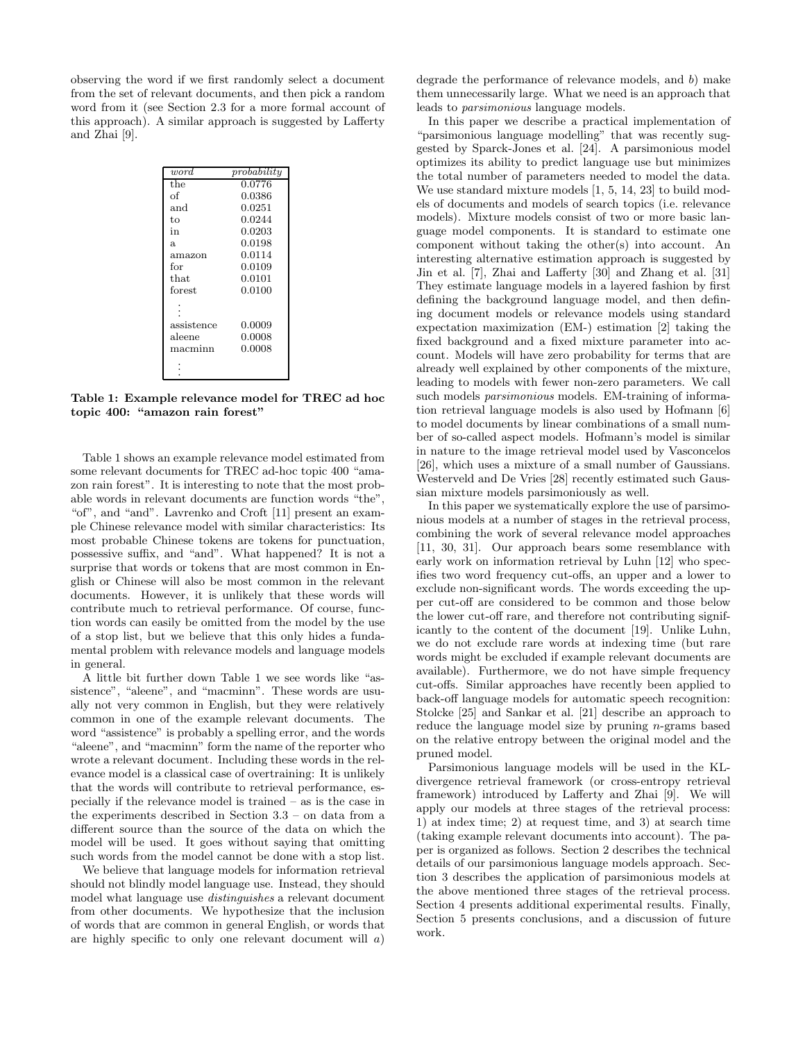observing the word if we first randomly select a document from the set of relevant documents, and then pick a random word from it (see Section 2.3 for a more formal account of this approach). A similar approach is suggested by Lafferty and Zhai [9].

| *word* | *probability* |
|---|---|
| the | 0.0776 |
| of | 0.0386 |
| and | 0.0251 |
| to | 0.0244 |
| in | 0.0203 |
| a | 0.0198 |
| amazon | 0.0114 |
| for | 0.0109 |
| that | 0.0101 |
| forest | 0.0100 |
| ⋮ | |
| assistence | 0.0009 |
| aleene | 0.0008 |
| macminn | 0.0008 |
| ⋮ | |

**Table 1: Example relevance model for TREC ad hoc topic 400: "amazon rain forest"**

Table 1 shows an example relevance model estimated from some relevant documents for TREC ad-hoc topic 400 "amazon rain forest". It is interesting to note that the most probable words in relevant documents are function words "the", "of", and "and". Lavrenko and Croft [11] present an example Chinese relevance model with similar characteristics: Its most probable Chinese tokens are tokens for punctuation, possessive suffix, and "and". What happened? It is not a surprise that words or tokens that are most common in English or Chinese will also be most common in the relevant documents. However, it is unlikely that these words will contribute much to retrieval performance. Of course, function words can easily be omitted from the model by the use of a stop list, but we believe that this only hides a fundamental problem with relevance models and language models in general.

A little bit further down Table 1 we see words like "assistence", "aleene", and "macminn". These words are usually not very common in English, but they were relatively common in one of the example relevant documents. The word "assistence" is probably a spelling error, and the words "aleene", and "macminn" form the name of the reporter who wrote a relevant document. Including these words in the relevance model is a classical case of overtraining: It is unlikely that the words will contribute to retrieval performance, especially if the relevance model is trained – as is the case in the experiments described in Section 3.3 – on data from a different source than the source of the data on which the model will be used. It goes without saying that omitting such words from the model cannot be done with a stop list.

We believe that language models for information retrieval should not blindly model language use. Instead, they should model what language use *distinguishes* a relevant document from other documents. We hypothesize that the inclusion of words that are common in general English, or words that are highly specific to only one relevant document will *a*) degrade the performance of relevance models, and *b*) make them unnecessarily large. What we need is an approach that leads to *parsimonious* language models.

In this paper we describe a practical implementation of "parsimonious language modelling" that was recently suggested by Sparck-Jones et al. [24]. A parsimonious model optimizes its ability to predict language use but minimizes the total number of parameters needed to model the data. We use standard mixture models [1, 5, 14, 23] to build models of documents and models of search topics (i.e. relevance models). Mixture models consist of two or more basic language model components. It is standard to estimate one component without taking the other(s) into account. An interesting alternative estimation approach is suggested by Jin et al. [7], Zhai and Lafferty [30] and Zhang et al. [31] They estimate language models in a layered fashion by first defining the background language model, and then defining document models or relevance models using standard expectation maximization (EM-) estimation [2] taking the fixed background and a fixed mixture parameter into account. Models will have zero probability for terms that are already well explained by other components of the mixture, leading to models with fewer non-zero parameters. We call such models *parsimonious* models. EM-training of information retrieval language models is also used by Hofmann [6] to model documents by linear combinations of a small number of so-called aspect models. Hofmann's model is similar in nature to the image retrieval model used by Vasconcelos [26], which uses a mixture of a small number of Gaussians. Westerveld and De Vries [28] recently estimated such Gaussian mixture models parsimoniously as well.

In this paper we systematically explore the use of parsimonious models at a number of stages in the retrieval process, combining the work of several relevance model approaches [11, 30, 31]. Our approach bears some resemblance with early work on information retrieval by Luhn [12] who specifies two word frequency cut-offs, an upper and a lower to exclude non-significant words. The words exceeding the upper cut-off are considered to be common and those below the lower cut-off rare, and therefore not contributing significantly to the content of the document [19]. Unlike Luhn, we do not exclude rare words at indexing time (but rare words might be excluded if example relevant documents are available). Furthermore, we do not have simple frequency cut-offs. Similar approaches have recently been applied to back-off language models for automatic speech recognition: Stolcke [25] and Sankar et al. [21] describe an approach to reduce the language model size by pruning $n$-grams based on the relative entropy between the original model and the pruned model.

Parsimonious language models will be used in the KL-divergence retrieval framework (or cross-entropy retrieval framework) introduced by Lafferty and Zhai [9]. We will apply our models at three stages of the retrieval process: 1) at index time; 2) at request time, and 3) at search time (taking example relevant documents into account). The paper is organized as follows. Section 2 describes the technical details of our parsimonious language models approach. Section 3 describes the application of parsimonious models at the above mentioned three stages of the retrieval process. Section 4 presents additional experimental results. Finally, Section 5 presents conclusions, and a discussion of future work.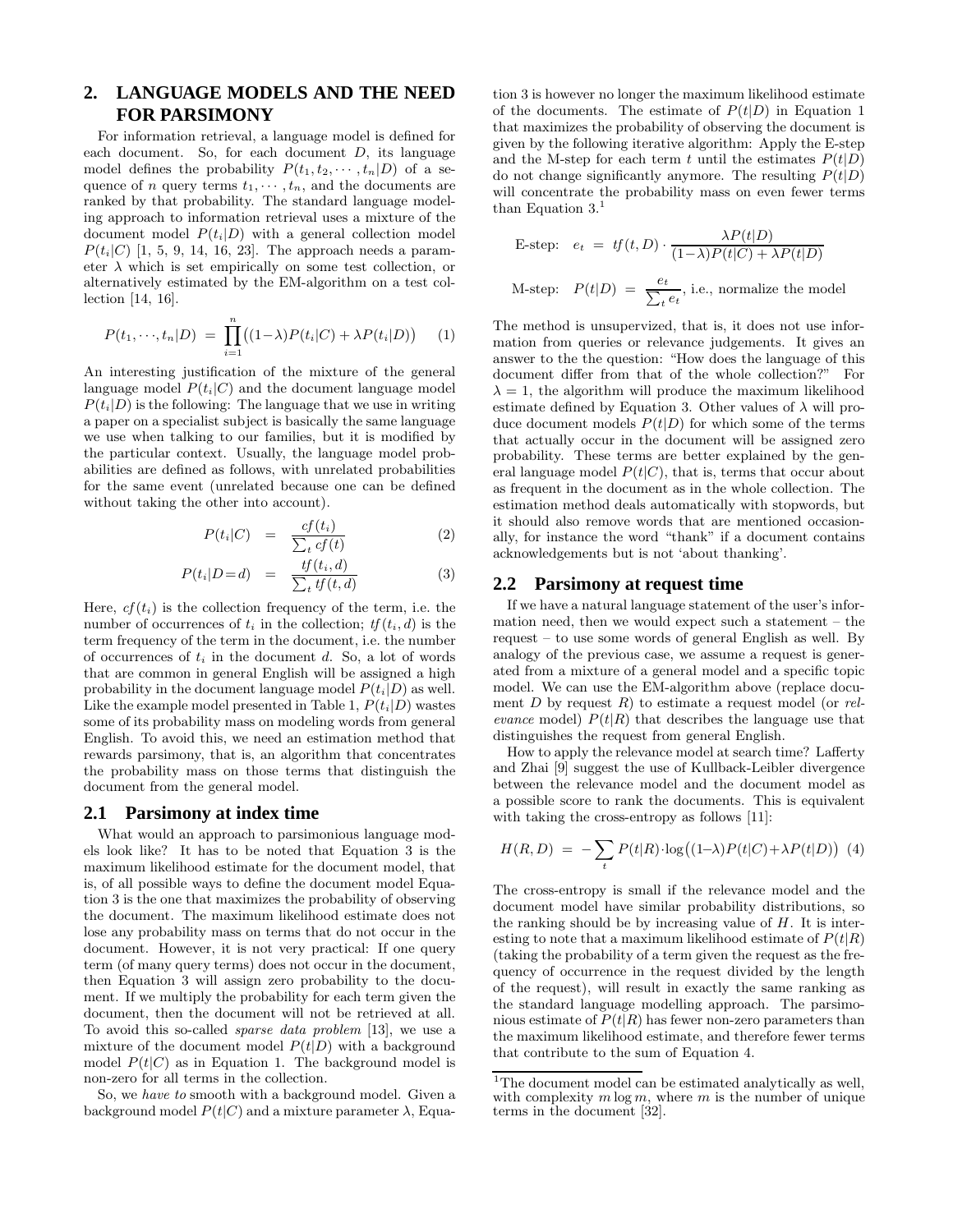## 2. LANGUAGE MODELS AND THE NEED FOR PARSIMONY

For information retrieval, a language model is defined for each document. So, for each document $D$, its language model defines the probability $P(t_1, t_2, \cdots, t_n|D)$ of a sequence of $n$ query terms $t_1, \cdots, t_n$, and the documents are ranked by that probability. The standard language modeling approach to information retrieval uses a mixture of the document model $P(t_i|D)$ with a general collection model $P(t_i|C)$ [1, 5, 9, 14, 16, 23]. The approach needs a parameter $\lambda$ which is set empirically on some test collection, or alternatively estimated by the EM-algorithm on a test collection [14, 16].

$$P(t_1, \cdots, t_n|D) = \prod_{i=1}^{n} \big((1-\lambda)P(t_i|C) + \lambda P(t_i|D)\big) \quad (1)$$

An interesting justification of the mixture of the general language model $P(t_i|C)$ and the document language model $P(t_i|D)$ is the following: The language that we use in writing a paper on a specialist subject is basically the same language we use when talking to our families, but it is modified by the particular context. Usually, the language model probabilities are defined as follows, with unrelated probabilities for the same event (unrelated because one can be defined without taking the other into account).

$$P(t_i|C) = \frac{cf(t_i)}{\sum_t cf(t)} \quad (2)$$

$$P(t_i|D{=}d) = \frac{tf(t_i, d)}{\sum_t tf(t, d)} \quad (3)$$

Here, $cf(t_i)$ is the collection frequency of the term, i.e. the number of occurrences of $t_i$ in the collection; $tf(t_i, d)$ is the term frequency of the term in the document, i.e. the number of occurrences of $t_i$ in the document $d$. So, a lot of words that are common in general English will be assigned a high probability in the document language model $P(t_i|D)$ as well. Like the example model presented in Table 1, $P(t_i|D)$ wastes some of its probability mass on modeling words from general English. To avoid this, we need an estimation method that rewards parsimony, that is, an algorithm that concentrates the probability mass on those terms that distinguish the document from the general model.

### 2.1 Parsimony at index time

What would an approach to parsimonious language models look like? It has to be noted that Equation 3 is the maximum likelihood estimate for the document model, that is, of all possible ways to define the document model Equation 3 is the one that maximizes the probability of observing the document. The maximum likelihood estimate does not lose any probability mass on terms that do not occur in the document. However, it is not very practical: If one query term (of many query terms) does not occur in the document, then Equation 3 will assign zero probability to the document. If we multiply the probability for each term given the document, then the document will not be retrieved at all. To avoid this so-called *sparse data problem* [13], we use a mixture of the document model $P(t|D)$ with a background model $P(t|C)$ as in Equation 1. The background model is non-zero for all terms in the collection.

So, we *have to* smooth with a background model. Given a background model $P(t|C)$ and a mixture parameter $\lambda$, Equation 3 is however no longer the maximum likelihood estimate of the documents. The estimate of $P(t|D)$ in Equation 1 that maximizes the probability of observing the document is given by the following iterative algorithm: Apply the E-step and the M-step for each term $t$ until the estimates $P(t|D)$ do not change significantly anymore. The resulting $P(t|D)$ will concentrate the probability mass on even fewer terms than Equation 3.[1]

$$\text{E-step:} \quad e_t = tf(t, D) \cdot \frac{\lambda P(t|D)}{(1-\lambda)P(t|C) + \lambda P(t|D)}$$

$$\text{M-step:} \quad P(t|D) = \frac{e_t}{\sum_t e_t}, \text{ i.e., normalize the model}$$

The method is unsupervized, that is, it does not use information from queries or relevance judgements. It gives an answer to the the question: "How does the language of this document differ from that of the whole collection?" For $\lambda = 1$, the algorithm will produce the maximum likelihood estimate defined by Equation 3. Other values of $\lambda$ will produce document models $P(t|D)$ for which some of the terms that actually occur in the document will be assigned zero probability. These terms are better explained by the general language model $P(t|C)$, that is, terms that occur about as frequent in the document as in the whole collection. The estimation method deals automatically with stopwords, but it should also remove words that are mentioned occasionally, for instance the word "thank" if a document contains acknowledgements but is not 'about thanking'.

### 2.2 Parsimony at request time

If we have a natural language statement of the user's information need, then we would expect such a statement – the request – to use some words of general English as well. By analogy of the previous case, we assume a request is generated from a mixture of a general model and a specific topic model. We can use the EM-algorithm above (replace document $D$ by request $R$) to estimate a request model (or *relevance* model) $P(t|R)$ that describes the language use that distinguishes the request from general English.

How to apply the relevance model at search time? Lafferty and Zhai [9] suggest the use of Kullback-Leibler divergence between the relevance model and the document model as a possible score to rank the documents. This is equivalent with taking the cross-entropy as follows [11]:

$$H(R, D) = -\sum_t P(t|R) \cdot \log\big((1-\lambda)P(t|C) + \lambda P(t|D)\big) \quad (4)$$

The cross-entropy is small if the relevance model and the document model have similar probability distributions, so the ranking should be by increasing value of $H$. It is interesting to note that a maximum likelihood estimate of $P(t|R)$ (taking the probability of a term given the request as the frequency of occurrence in the request divided by the length of the request), will result in exactly the same ranking as the standard language modelling approach. The parsimonious estimate of $P(t|R)$ has fewer non-zero parameters than the maximum likelihood estimate, and therefore fewer terms that contribute to the sum of Equation 4.

[1] The document model can be estimated analytically as well, with complexity $m \log m$, where $m$ is the number of unique terms in the document [32].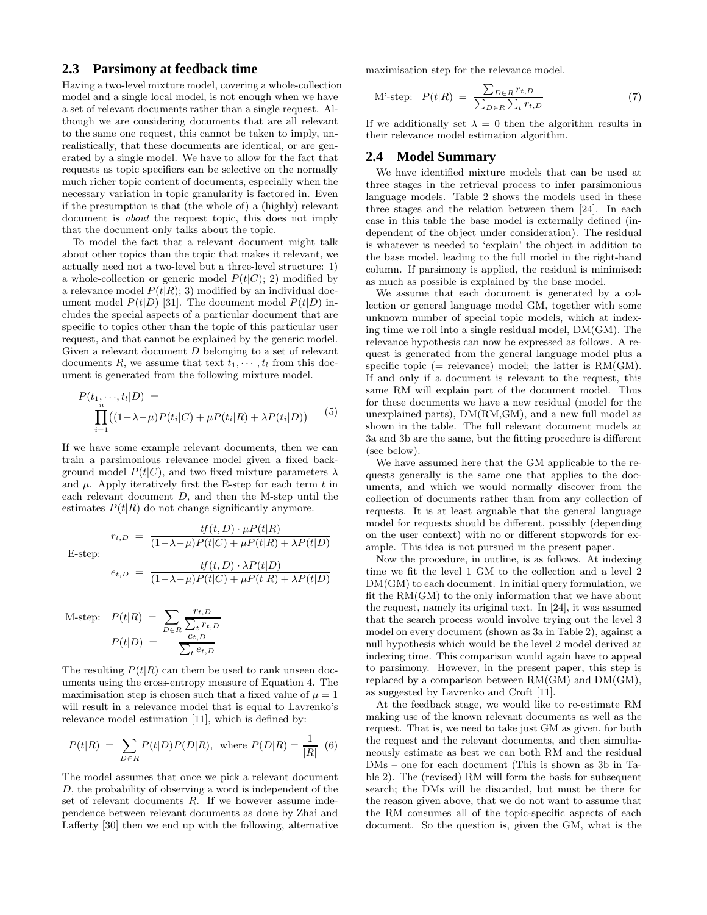## 2.3 Parsimony at feedback time

Having a two-level mixture model, covering a whole-collection model and a single local model, is not enough when we have a set of relevant documents rather than a single request. Although we are considering documents that are all relevant to the same one request, this cannot be taken to imply, unrealistically, that these documents are identical, or are generated by a single model. We have to allow for the fact that requests as topic specifiers can be selective on the normally much richer topic content of documents, especially when the necessary variation in topic granularity is factored in. Even if the presumption is that (the whole of) a (highly) relevant document is *about* the request topic, this does not imply that the document only talks about the topic.

To model the fact that a relevant document might talk about other topics than the topic that makes it relevant, we actually need not a two-level but a three-level structure: 1) a whole-collection or generic model $P(t|C)$; 2) modified by a relevance model $P(t|R)$; 3) modified by an individual document model $P(t|D)$ [31]. The document model $P(t|D)$ includes the special aspects of a particular document that are specific to topics other than the topic of this particular user request, and that cannot be explained by the generic model. Given a relevant document $D$ belonging to a set of relevant documents $R$, we assume that text $t_1, \cdots, t_l$ from this document is generated from the following mixture model.

$$P(t_1, \cdots, t_l|D) = \prod_{i=1}^{n} \big((1-\lambda-\mu)P(t_i|C) + \mu P(t_i|R) + \lambda P(t_i|D)\big) \quad (5)$$

If we have some example relevant documents, then we can train a parsimonious relevance model given a fixed background model $P(t|C)$, and two fixed mixture parameters $\lambda$ and $\mu$. Apply iteratively first the E-step for each term $t$ in each relevant document $D$, and then the M-step until the estimates $P(t|R)$ do not change significantly anymore.

E-step:

$$r_{t,D} = \frac{tf(t,D) \cdot \mu P(t|R)}{(1-\lambda-\mu)P(t|C) + \mu P(t|R) + \lambda P(t|D)}$$

$$e_{t,D} = \frac{tf(t,D) \cdot \lambda P(t|D)}{(1-\lambda-\mu)P(t|C) + \mu P(t|R) + \lambda P(t|D)}$$

M-step:

$$P(t|R) = \sum_{D \in R} \frac{r_{t,D}}{\sum_t r_{t,D}}$$

$$P(t|D) = \frac{e_{t,D}}{\sum_t e_{t,D}}$$

The resulting $P(t|R)$ can them be used to rank unseen documents using the cross-entropy measure of Equation 4. The maximisation step is chosen such that a fixed value of $\mu = 1$ will result in a relevance model that is equal to Lavrenko's relevance model estimation [11], which is defined by:

$$P(t|R) = \sum_{D \in R} P(t|D)P(D|R), \text{ where } P(D|R) = \frac{1}{|R|} \quad (6)$$

The model assumes that once we pick a relevant document $D$, the probability of observing a word is independent of the set of relevant documents $R$. If we however assume independence between relevant documents as done by Zhai and Lafferty [30] then we end up with the following, alternative maximisation step for the relevance model.

$$\text{M'-step:} \quad P(t|R) = \frac{\sum_{D \in R} r_{t,D}}{\sum_{D \in R} \sum_t r_{t,D}} \quad (7)$$

If we additionally set $\lambda = 0$ then the algorithm results in their relevance model estimation algorithm.

## 2.4 Model Summary

We have identified mixture models that can be used at three stages in the retrieval process to infer parsimonious language models. Table 2 shows the models used in these three stages and the relation between them [24]. In each case in this table the base model is externally defined (independent of the object under consideration). The residual is whatever is needed to 'explain' the object in addition to the base model, leading to the full model in the right-hand column. If parsimony is applied, the residual is minimised: as much as possible is explained by the base model.

We assume that each document is generated by a collection or general language model GM, together with some unknown number of special topic models, which at indexing time we roll into a single residual model, DM(GM). The relevance hypothesis can now be expressed as follows. A request is generated from the general language model plus a specific topic (= relevance) model; the latter is RM(GM). If and only if a document is relevant to the request, this same RM will explain part of the document model. Thus for these documents we have a new residual (model for the unexplained parts), DM(RM,GM), and a new full model as shown in the table. The full relevant document models at 3a and 3b are the same, but the fitting procedure is different (see below).

We have assumed here that the GM applicable to the requests generally is the same one that applies to the documents, and which we would normally discover from the collection of documents rather than from any collection of requests. It is at least arguable that the general language model for requests should be different, possibly (depending on the user context) with no or different stopwords for example. This idea is not pursued in the present paper.

Now the procedure, in outline, is as follows. At indexing time we fit the level 1 GM to the collection and a level 2 DM(GM) to each document. In initial query formulation, we fit the RM(GM) to the only information that we have about the request, namely its original text. In [24], it was assumed that the search process would involve trying out the level 3 model on every document (shown as 3a in Table 2), against a null hypothesis which would be the level 2 model derived at indexing time. This comparison would again have to appeal to parsimony. However, in the present paper, this step is replaced by a comparison between RM(GM) and DM(GM), as suggested by Lavrenko and Croft [11].

At the feedback stage, we would like to re-estimate RM making use of the known relevant documents as well as the request. That is, we need to take just GM as given, for both the request and the relevant documents, and then simultaneously estimate as best we can both RM and the residual DMs – one for each document (This is shown as 3b in Table 2). The (revised) RM will form the basis for subsequent search; the DMs will be discarded, but must be there for the reason given above, that we do not want to assume that the RM consumes all of the topic-specific aspects of each document. So the question is, given the GM, what is the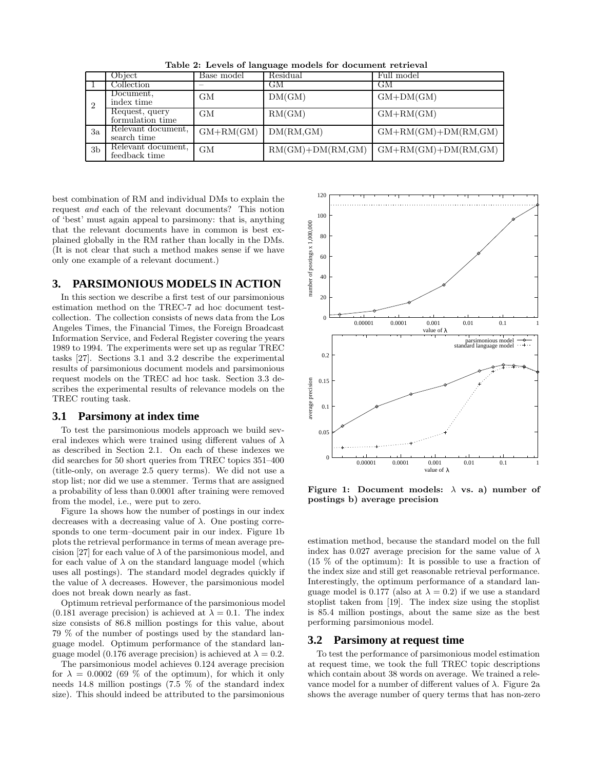**Table 2: Levels of language models for document retrieval**

| | Object | Base model | Residual | Full model |
|---|---|---|---|---|
| 1 | Collection | – | GM | GM |
| 2 | Document, index time | GM | DM(GM) | GM+DM(GM) |
| | Request, query formulation time | GM | RM(GM) | GM+RM(GM) |
| 3a | Relevant document, search time | GM+RM(GM) | DM(RM,GM) | GM+RM(GM)+DM(RM,GM) |
| 3b | Relevant document, feedback time | GM | RM(GM)+DM(RM,GM) | GM+RM(GM)+DM(RM,GM) |

best combination of RM and individual DMs to explain the request *and* each of the relevant documents? This notion of 'best' must again appeal to parsimony: that is, anything that the relevant documents have in common is best explained globally in the RM rather than locally in the DMs. (It is not clear that such a method makes sense if we have only one example of a relevant document.)

## 3. PARSIMONIOUS MODELS IN ACTION

In this section we describe a first test of our parsimonious estimation method on the TREC-7 ad hoc document test-collection. The collection consists of news data from the Los Angeles Times, the Financial Times, the Foreign Broadcast Information Service, and Federal Register covering the years 1989 to 1994. The experiments were set up as regular TREC tasks [27]. Sections 3.1 and 3.2 describe the experimental results of parsimonious document models and parsimonious request models on the TREC ad hoc task. Section 3.3 describes the experimental results of relevance models on the TREC routing task.

### 3.1 Parsimony at index time

To test the parsimonious models approach we build several indexes which were trained using different values of $\lambda$ as described in Section 2.1. On each of these indexes we did searches for 50 short queries from TREC topics 351–400 (title-only, on average 2.5 query terms). We did not use a stop list; nor did we use a stemmer. Terms that are assigned a probability of less than 0.0001 after training were removed from the model, i.e., were put to zero.

Figure 1a shows how the number of postings in our index decreases with a decreasing value of $\lambda$. One posting corresponds to one term–document pair in our index. Figure 1b plots the retrieval performance in terms of mean average precision [27] for each value of $\lambda$ of the parsimonious model, and for each value of $\lambda$ on the standard language model (which uses all postings). The standard model degrades quickly if the value of $\lambda$ decreases. However, the parsimonious model does not break down nearly as fast.

Optimum retrieval performance of the parsimonious model (0.181 average precision) is achieved at $\lambda = 0.1$. The index size consists of 86.8 million postings for this value, about 79 % of the number of postings used by the standard language model. Optimum performance of the standard language model (0.176 average precision) is achieved at $\lambda = 0.2$.

The parsimonious model achieves 0.124 average precision for $\lambda = 0.0002$ (69 % of the optimum), for which it only needs 14.8 million postings (7.5 % of the standard index size). This should indeed be attributed to the parsimonious

**Figure 1: Document models: $\lambda$ vs. a) number of postings b) average precision**

estimation method, because the standard model on the full index has 0.027 average precision for the same value of $\lambda$ (15 % of the optimum): It is possible to use a fraction of the index size and still get reasonable retrieval performance. Interestingly, the optimum performance of a standard language model is 0.177 (also at $\lambda = 0.2$) if we use a standard stoplist taken from [19]. The index size using the stoplist is 85.4 million postings, about the same size as the best performing parsimonious model.

### 3.2 Parsimony at request time

To test the performance of parsimonious model estimation at request time, we took the full TREC topic descriptions which contain about 38 words on average. We trained a relevance model for a number of different values of $\lambda$. Figure 2a shows the average number of query terms that has non-zero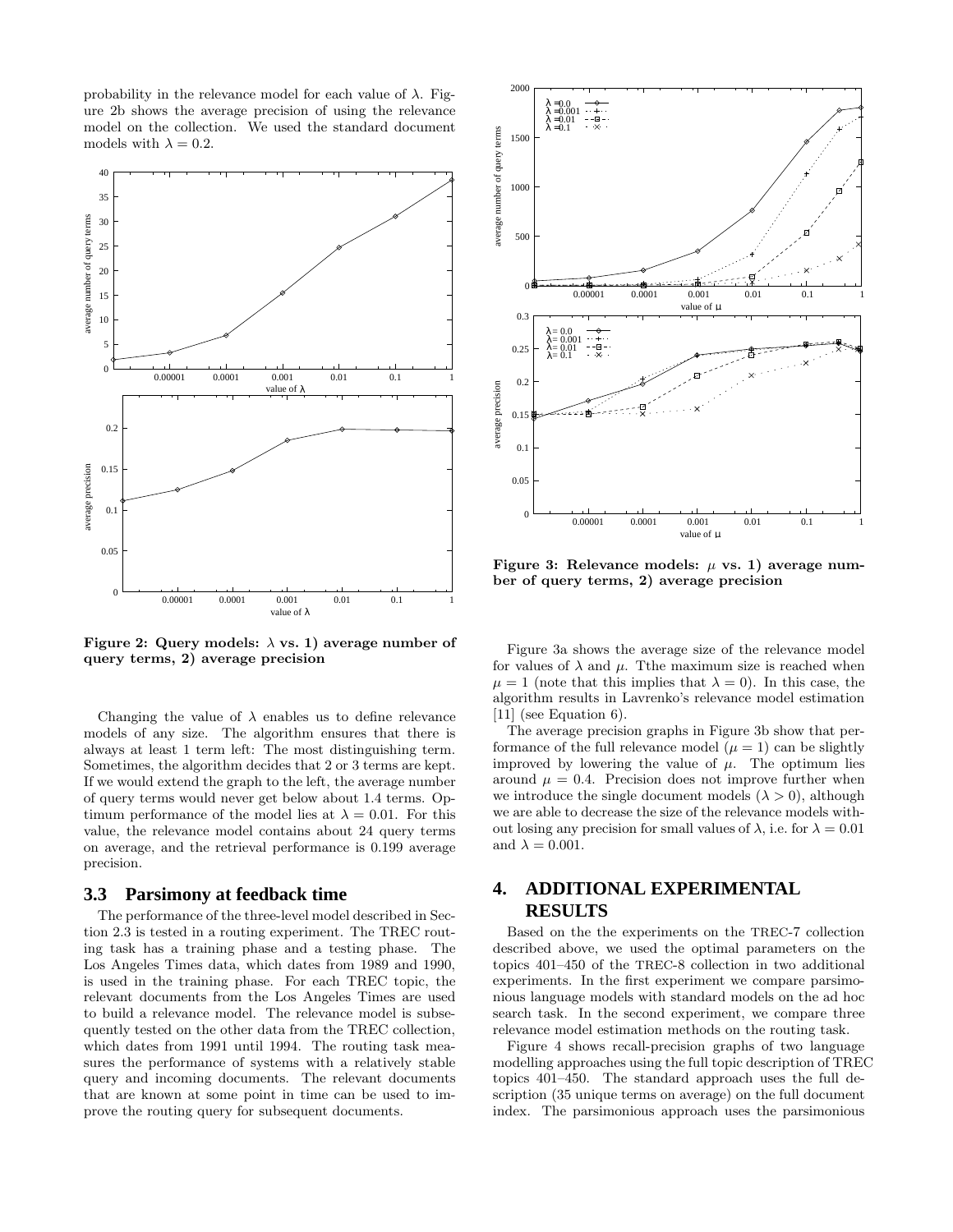probability in the relevance model for each value of $\lambda$. Figure 2b shows the average precision of using the relevance model on the collection. We used the standard document models with $\lambda = 0.2$.

**Figure 2: Query models: $\lambda$ vs. 1) average number of query terms, 2) average precision**

Changing the value of $\lambda$ enables us to define relevance models of any size. The algorithm ensures that there is always at least 1 term left: The most distinguishing term. Sometimes, the algorithm decides that 2 or 3 terms are kept. If we would extend the graph to the left, the average number of query terms would never get below about 1.4 terms. Optimum performance of the model lies at $\lambda = 0.01$. For this value, the relevance model contains about 24 query terms on average, and the retrieval performance is 0.199 average precision.

### 3.3 Parsimony at feedback time

The performance of the three-level model described in Section 2.3 is tested in a routing experiment. The TREC routing task has a training phase and a testing phase. The Los Angeles Times data, which dates from 1989 and 1990, is used in the training phase. For each TREC topic, the relevant documents from the Los Angeles Times are used to build a relevance model. The relevance model is subsequently tested on the other data from the TREC collection, which dates from 1991 until 1994. The routing task measures the performance of systems with a relatively stable query and incoming documents. The relevant documents that are known at some point in time can be used to improve the routing query for subsequent documents.

**Figure 3: Relevance models: $\mu$ vs. 1) average number of query terms, 2) average precision**

Figure 3a shows the average size of the relevance model for values of $\lambda$ and $\mu$. Tthe maximum size is reached when $\mu = 1$ (note that this implies that $\lambda = 0$). In this case, the algorithm results in Lavrenko's relevance model estimation [11] (see Equation 6).

The average precision graphs in Figure 3b show that performance of the full relevance model ($\mu = 1$) can be slightly improved by lowering the value of $\mu$. The optimum lies around $\mu = 0.4$. Precision does not improve further when we introduce the single document models ($\lambda > 0$), although we are able to decrease the size of the relevance models without losing any precision for small values of $\lambda$, i.e. for $\lambda = 0.01$ and $\lambda = 0.001$.

## 4. ADDITIONAL EXPERIMENTAL RESULTS

Based on the the experiments on the TREC-7 collection described above, we used the optimal parameters on the topics 401–450 of the TREC-8 collection in two additional experiments. In the first experiment we compare parsimonious language models with standard models on the ad hoc search task. In the second experiment, we compare three relevance model estimation methods on the routing task.

Figure 4 shows recall-precision graphs of two language modelling approaches using the full topic description of TREC topics 401–450. The standard approach uses the full description (35 unique terms on average) on the full document index. The parsimonious approach uses the parsimonious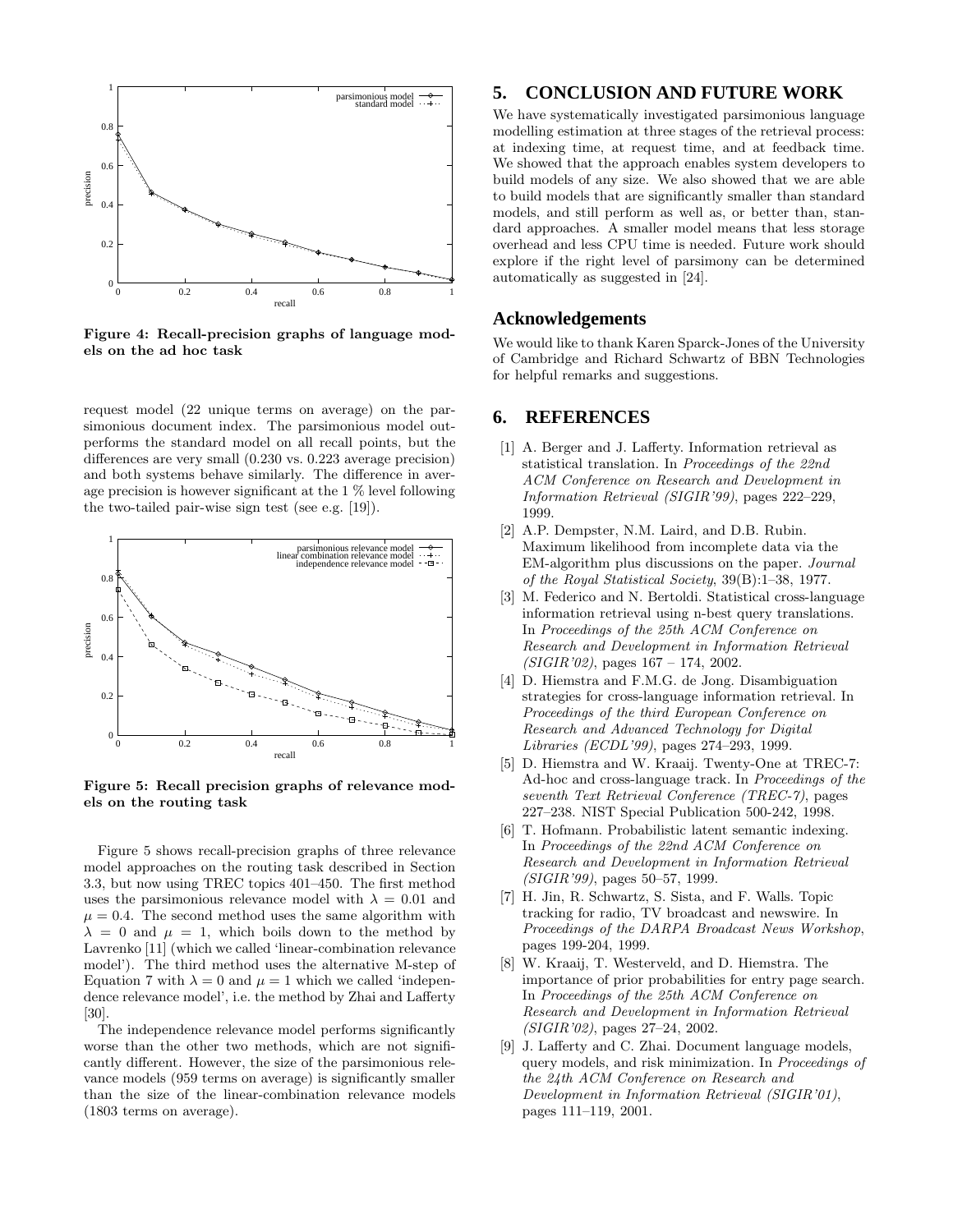Figure 4: Recall-precision graphs of language models on the ad hoc task

request model (22 unique terms on average) on the parsimonious document index. The parsimonious model outperforms the standard model on all recall points, but the differences are very small (0.230 vs. 0.223 average precision) and both systems behave similarly. The difference in average precision is however significant at the 1 % level following the two-tailed pair-wise sign test (see e.g. [19]).

Figure 5: Recall precision graphs of relevance models on the routing task

Figure 5 shows recall-precision graphs of three relevance model approaches on the routing task described in Section 3.3, but now using TREC topics 401–450. The first method uses the parsimonious relevance model with $\lambda = 0.01$ and $\mu = 0.4$. The second method uses the same algorithm with $\lambda = 0$ and $\mu = 1$, which boils down to the method by Lavrenko [11] (which we called 'linear-combination relevance model'). The third method uses the alternative M-step of Equation 7 with $\lambda = 0$ and $\mu = 1$ which we called 'independence relevance model', i.e. the method by Zhai and Lafferty [30].

The independence relevance model performs significantly worse than the other two methods, which are not significantly different. However, the size of the parsimonious relevance models (959 terms on average) is significantly smaller than the size of the linear-combination relevance models (1803 terms on average).

## 5. CONCLUSION AND FUTURE WORK

We have systematically investigated parsimonious language modelling estimation at three stages of the retrieval process: at indexing time, at request time, and at feedback time. We showed that the approach enables system developers to build models of any size. We also showed that we are able to build models that are significantly smaller than standard models, and still perform as well as, or better than, standard approaches. A smaller model means that less storage overhead and less CPU time is needed. Future work should explore if the right level of parsimony can be determined automatically as suggested in [24].

## Acknowledgements

We would like to thank Karen Sparck-Jones of the University of Cambridge and Richard Schwartz of BBN Technologies for helpful remarks and suggestions.

## 6. REFERENCES

[1] A. Berger and J. Lafferty. Information retrieval as statistical translation. In *Proceedings of the 22nd ACM Conference on Research and Development in Information Retrieval (SIGIR'99)*, pages 222–229, 1999.

[2] A.P. Dempster, N.M. Laird, and D.B. Rubin. Maximum likelihood from incomplete data via the EM-algorithm plus discussions on the paper. *Journal of the Royal Statistical Society*, 39(B):1–38, 1977.

[3] M. Federico and N. Bertoldi. Statistical cross-language information retrieval using n-best query translations. In *Proceedings of the 25th ACM Conference on Research and Development in Information Retrieval (SIGIR'02)*, pages 167 – 174, 2002.

[4] D. Hiemstra and F.M.G. de Jong. Disambiguation strategies for cross-language information retrieval. In *Proceedings of the third European Conference on Research and Advanced Technology for Digital Libraries (ECDL'99)*, pages 274–293, 1999.

[5] D. Hiemstra and W. Kraaij. Twenty-One at TREC-7: Ad-hoc and cross-language track. In *Proceedings of the seventh Text Retrieval Conference (TREC-7)*, pages 227–238. NIST Special Publication 500-242, 1998.

[6] T. Hofmann. Probabilistic latent semantic indexing. In *Proceedings of the 22nd ACM Conference on Research and Development in Information Retrieval (SIGIR'99)*, pages 50–57, 1999.

[7] H. Jin, R. Schwartz, S. Sista, and F. Walls. Topic tracking for radio, TV broadcast and newswire. In *Proceedings of the DARPA Broadcast News Workshop*, pages 199-204, 1999.

[8] W. Kraaij, T. Westerveld, and D. Hiemstra. The importance of prior probabilities for entry page search. In *Proceedings of the 25th ACM Conference on Research and Development in Information Retrieval (SIGIR'02)*, pages 27–24, 2002.

[9] J. Lafferty and C. Zhai. Document language models, query models, and risk minimization. In *Proceedings of the 24th ACM Conference on Research and Development in Information Retrieval (SIGIR'01)*, pages 111–119, 2001.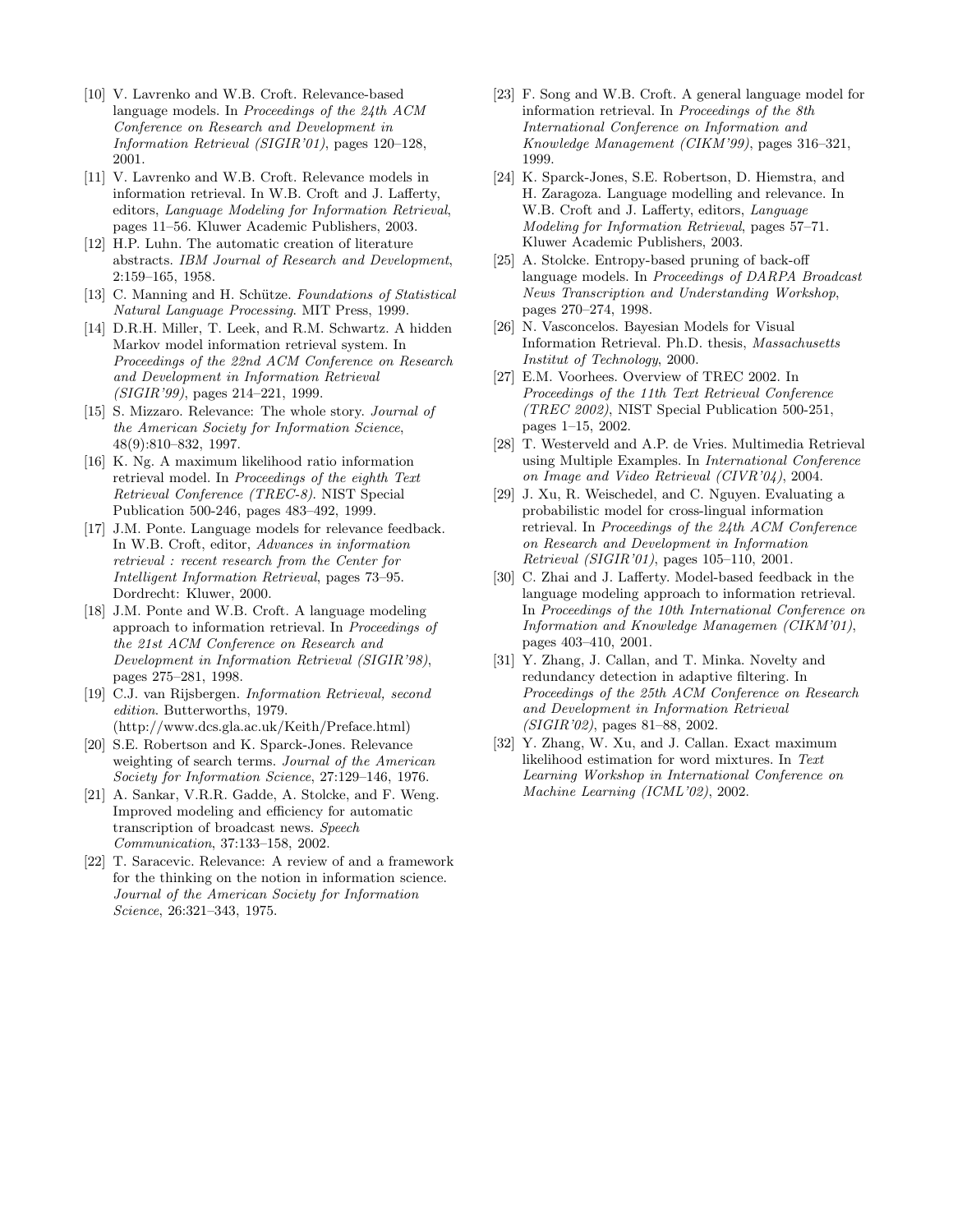[10] V. Lavrenko and W.B. Croft. Relevance-based language models. In *Proceedings of the 24th ACM Conference on Research and Development in Information Retrieval (SIGIR'01)*, pages 120–128, 2001.

[11] V. Lavrenko and W.B. Croft. Relevance models in information retrieval. In W.B. Croft and J. Lafferty, editors, *Language Modeling for Information Retrieval*, pages 11–56. Kluwer Academic Publishers, 2003.

[12] H.P. Luhn. The automatic creation of literature abstracts. *IBM Journal of Research and Development*, 2:159–165, 1958.

[13] C. Manning and H. Schütze. *Foundations of Statistical Natural Language Processing*. MIT Press, 1999.

[14] D.R.H. Miller, T. Leek, and R.M. Schwartz. A hidden Markov model information retrieval system. In *Proceedings of the 22nd ACM Conference on Research and Development in Information Retrieval (SIGIR'99)*, pages 214–221, 1999.

[15] S. Mizzaro. Relevance: The whole story. *Journal of the American Society for Information Science*, 48(9):810–832, 1997.

[16] K. Ng. A maximum likelihood ratio information retrieval model. In *Proceedings of the eighth Text Retrieval Conference (TREC-8)*. NIST Special Publication 500-246, pages 483–492, 1999.

[17] J.M. Ponte. Language models for relevance feedback. In W.B. Croft, editor, *Advances in information retrieval : recent research from the Center for Intelligent Information Retrieval*, pages 73–95. Dordrecht: Kluwer, 2000.

[18] J.M. Ponte and W.B. Croft. A language modeling approach to information retrieval. In *Proceedings of the 21st ACM Conference on Research and Development in Information Retrieval (SIGIR'98)*, pages 275–281, 1998.

[19] C.J. van Rijsbergen. *Information Retrieval, second edition*. Butterworths, 1979. (http://www.dcs.gla.ac.uk/Keith/Preface.html)

[20] S.E. Robertson and K. Sparck-Jones. Relevance weighting of search terms. *Journal of the American Society for Information Science*, 27:129–146, 1976.

[21] A. Sankar, V.R.R. Gadde, A. Stolcke, and F. Weng. Improved modeling and efficiency for automatic transcription of broadcast news. *Speech Communication*, 37:133–158, 2002.

[22] T. Saracevic. Relevance: A review of and a framework for the thinking on the notion in information science. *Journal of the American Society for Information Science*, 26:321–343, 1975.

[23] F. Song and W.B. Croft. A general language model for information retrieval. In *Proceedings of the 8th International Conference on Information and Knowledge Management (CIKM'99)*, pages 316–321, 1999.

[24] K. Sparck-Jones, S.E. Robertson, D. Hiemstra, and H. Zaragoza. Language modelling and relevance. In W.B. Croft and J. Lafferty, editors, *Language Modeling for Information Retrieval*, pages 57–71. Kluwer Academic Publishers, 2003.

[25] A. Stolcke. Entropy-based pruning of back-off language models. In *Proceedings of DARPA Broadcast News Transcription and Understanding Workshop*, pages 270–274, 1998.

[26] N. Vasconcelos. Bayesian Models for Visual Information Retrieval. Ph.D. thesis, *Massachusetts Institut of Technology*, 2000.

[27] E.M. Voorhees. Overview of TREC 2002. In *Proceedings of the 11th Text Retrieval Conference (TREC 2002)*, NIST Special Publication 500-251, pages 1–15, 2002.

[28] T. Westerveld and A.P. de Vries. Multimedia Retrieval using Multiple Examples. In *International Conference on Image and Video Retrieval (CIVR'04)*, 2004.

[29] J. Xu, R. Weischedel, and C. Nguyen. Evaluating a probabilistic model for cross-lingual information retrieval. In *Proceedings of the 24th ACM Conference on Research and Development in Information Retrieval (SIGIR'01)*, pages 105–110, 2001.

[30] C. Zhai and J. Lafferty. Model-based feedback in the language modeling approach to information retrieval. In *Proceedings of the 10th International Conference on Information and Knowledge Managemen (CIKM'01)*, pages 403–410, 2001.

[31] Y. Zhang, J. Callan, and T. Minka. Novelty and redundancy detection in adaptive filtering. In *Proceedings of the 25th ACM Conference on Research and Development in Information Retrieval (SIGIR'02)*, pages 81–88, 2002.

[32] Y. Zhang, W. Xu, and J. Callan. Exact maximum likelihood estimation for word mixtures. In *Text Learning Workshop in International Conference on Machine Learning (ICML'02)*, 2002.